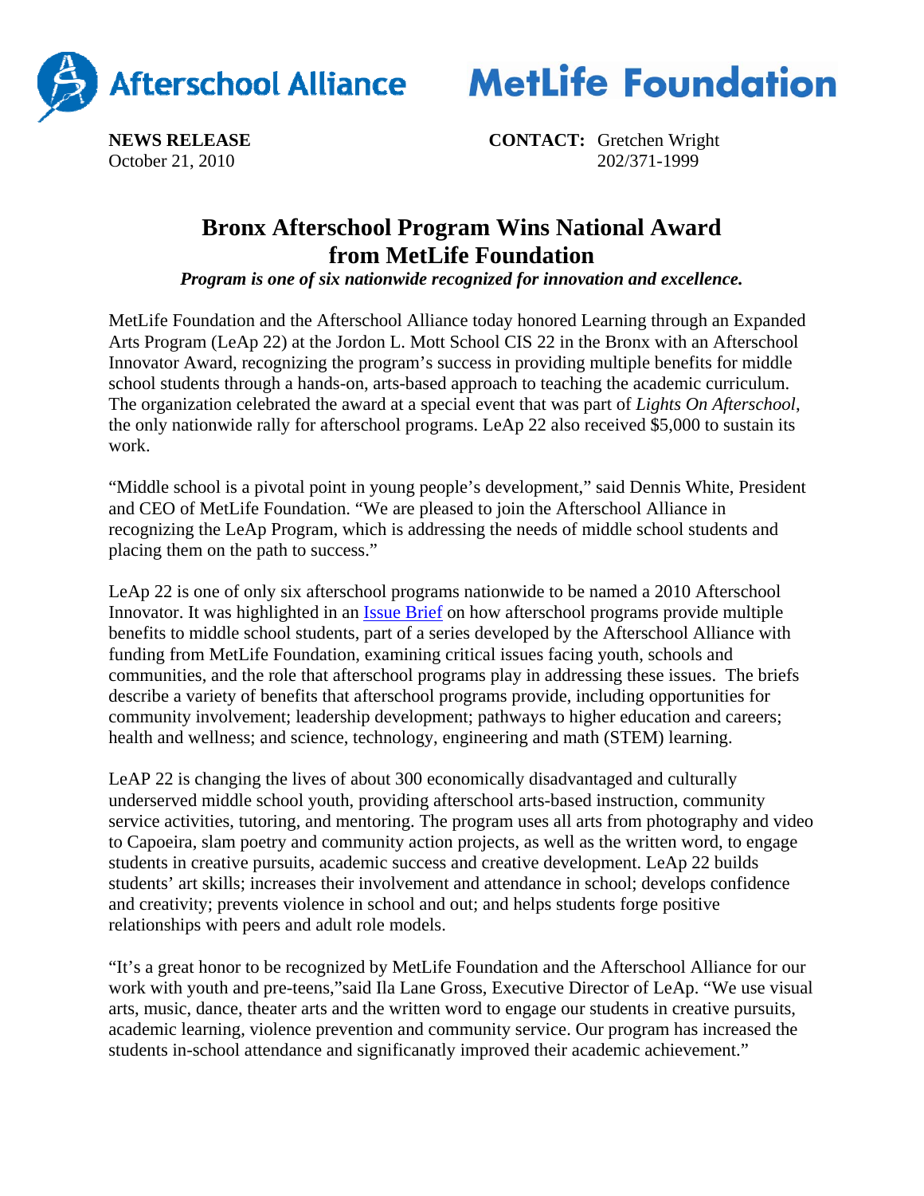Afterschool Alliance MetLife Foundation

**NEWS RELEASE**
October 21, 2010

**CONTACT:** Gretchen Wright
202/371-1999

# Bronx Afterschool Program Wins National Award from MetLife Foundation

***Program is one of six nationwide recognized for innovation and excellence.***

MetLife Foundation and the Afterschool Alliance today honored Learning through an Expanded Arts Program (LeAp 22) at the Jordon L. Mott School CIS 22 in the Bronx with an Afterschool Innovator Award, recognizing the program's success in providing multiple benefits for middle school students through a hands-on, arts-based approach to teaching the academic curriculum. The organization celebrated the award at a special event that was part of *Lights On Afterschool*, the only nationwide rally for afterschool programs. LeAp 22 also received $5,000 to sustain its work.

"Middle school is a pivotal point in young people's development," said Dennis White, President and CEO of MetLife Foundation. "We are pleased to join the Afterschool Alliance in recognizing the LeAp Program, which is addressing the needs of middle school students and placing them on the path to success."

LeAp 22 is one of only six afterschool programs nationwide to be named a 2010 Afterschool Innovator. It was highlighted in an Issue Brief on how afterschool programs provide multiple benefits to middle school students, part of a series developed by the Afterschool Alliance with funding from MetLife Foundation, examining critical issues facing youth, schools and communities, and the role that afterschool programs play in addressing these issues. The briefs describe a variety of benefits that afterschool programs provide, including opportunities for community involvement; leadership development; pathways to higher education and careers; health and wellness; and science, technology, engineering and math (STEM) learning.

LeAP 22 is changing the lives of about 300 economically disadvantaged and culturally underserved middle school youth, providing afterschool arts-based instruction, community service activities, tutoring, and mentoring. The program uses all arts from photography and video to Capoeira, slam poetry and community action projects, as well as the written word, to engage students in creative pursuits, academic success and creative development. LeAp 22 builds students' art skills; increases their involvement and attendance in school; develops confidence and creativity; prevents violence in school and out; and helps students forge positive relationships with peers and adult role models.

"It's a great honor to be recognized by MetLife Foundation and the Afterschool Alliance for our work with youth and pre-teens,"said Ila Lane Gross, Executive Director of LeAp. "We use visual arts, music, dance, theater arts and the written word to engage our students in creative pursuits, academic learning, violence prevention and community service. Our program has increased the students in-school attendance and significanatly improved their academic achievement."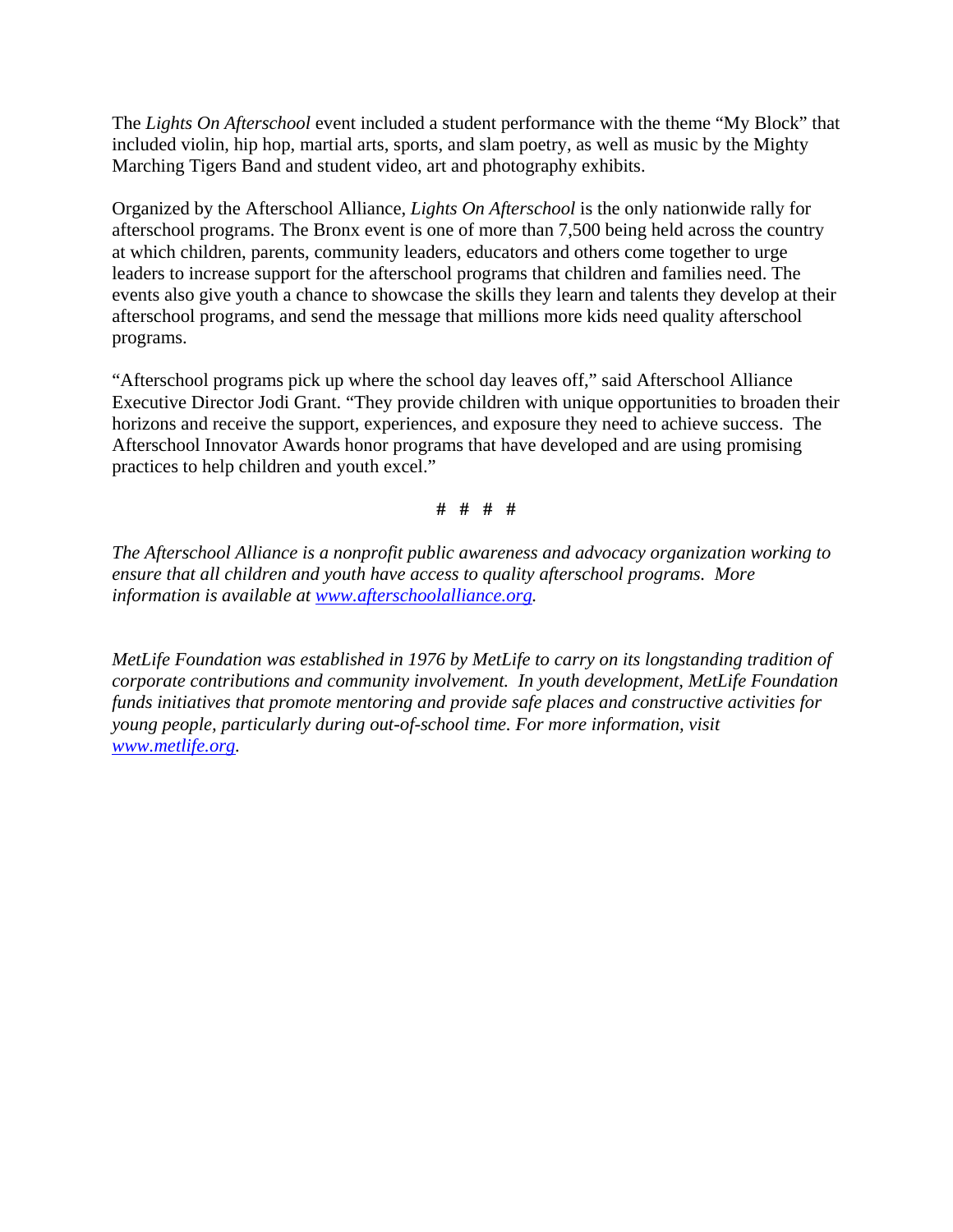The *Lights On Afterschool* event included a student performance with the theme "My Block" that included violin, hip hop, martial arts, sports, and slam poetry, as well as music by the Mighty Marching Tigers Band and student video, art and photography exhibits.

Organized by the Afterschool Alliance, *Lights On Afterschool* is the only nationwide rally for afterschool programs. The Bronx event is one of more than 7,500 being held across the country at which children, parents, community leaders, educators and others come together to urge leaders to increase support for the afterschool programs that children and families need. The events also give youth a chance to showcase the skills they learn and talents they develop at their afterschool programs, and send the message that millions more kids need quality afterschool programs.

"Afterschool programs pick up where the school day leaves off," said Afterschool Alliance Executive Director Jodi Grant. "They provide children with unique opportunities to broaden their horizons and receive the support, experiences, and exposure they need to achieve success. The Afterschool Innovator Awards honor programs that have developed and are using promising practices to help children and youth excel."

# # # #

*The Afterschool Alliance is a nonprofit public awareness and advocacy organization working to ensure that all children and youth have access to quality afterschool programs. More information is available at [www.afterschoolalliance.org](http://www.afterschoolalliance.org).*

*MetLife Foundation was established in 1976 by MetLife to carry on its longstanding tradition of corporate contributions and community involvement. In youth development, MetLife Foundation funds initiatives that promote mentoring and provide safe places and constructive activities for young people, particularly during out-of-school time. For more information, visit [www.metlife.org](http://www.metlife.org).*